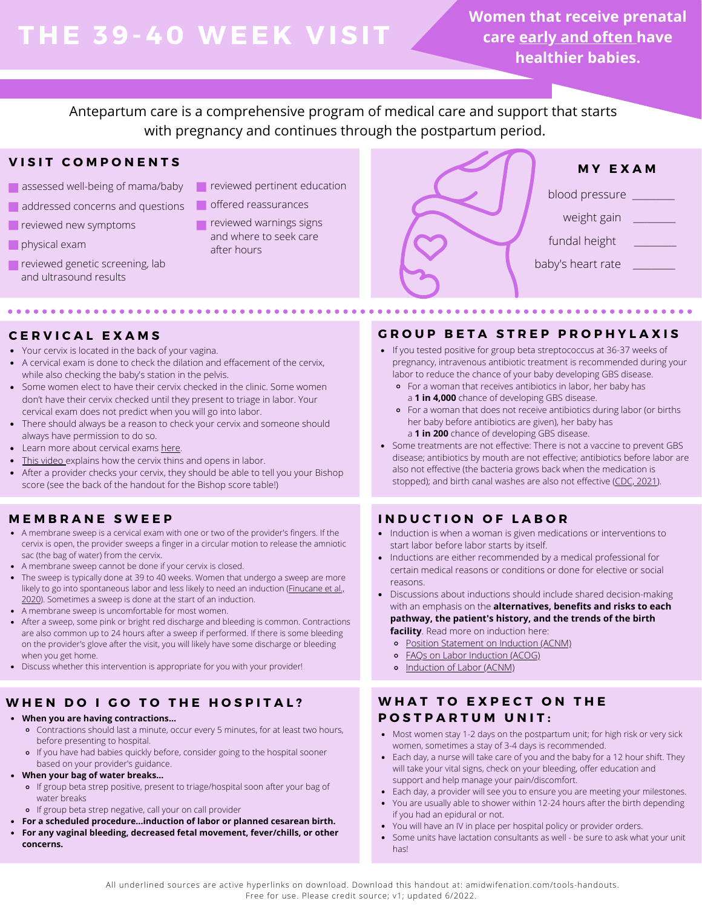# THE 39-40 WEEK VISIT

**Women that receive prenatal care early and often have healthier babies.**

Antepartum care is a comprehensive program of medical care and support that starts with pregnancy and continues through the postpartum period.

## VISIT COMPONENTS

- assessed well-being of mama/baby
- addressed concerns and questions
- reviewed new symptoms
- physical exam
- reviewed genetic screening, lab and ultrasound results
- reviewed pertinent education
- offered reassurances
- reviewed warnings signs and where to seek care after hours

## MY EXAM

blood pressure _______

weight gain _______

fundal height _______

baby's heart rate _______

## CERVICAL EXAMS

- Your cervix is located in the back of your vagina.
- A cervical exam is done to check the dilation and effacement of the cervix, while also checking the baby's station in the pelvis.
- Some women elect to have their cervix checked in the clinic. Some women don't have their cervix checked until they present to triage in labor. Your cervical exam does not predict when you will go into labor.
- There should always be a reason to check your cervix and someone should always have permission to do so.
- Learn more about cervical exams here.
- This video explains how the cervix thins and opens in labor.
- After a provider checks your cervix, they should be able to tell you your Bishop score (see the back of the handout for the Bishop score table!)

## GROUP BETA STREP PROPHYLAXIS

- If you tested positive for group beta streptococcus at 36-37 weeks of pregnancy, intravenous antibiotic treatment is recommended during your labor to reduce the chance of your baby developing GBS disease.
  - For a woman that receives antibiotics in labor, her baby has a **1 in 4,000** chance of developing GBS disease.
  - For a woman that does not receive antibiotics during labor (or births her baby before antibiotics are given), her baby has a **1 in 200** chance of developing GBS disease.
- Some treatments are not effective: There is not a vaccine to prevent GBS disease; antibiotics by mouth are not effective; antibiotics before labor are also not effective (the bacteria grows back when the medication is stopped); and birth canal washes are also not effective (CDC, 2021).

## MEMBRANE SWEEP

- A membrane sweep is a cervical exam with one or two of the provider's fingers. If the cervix is open, the provider sweeps a finger in a circular motion to release the amniotic sac (the bag of water) from the cervix.
- A membrane sweep cannot be done if your cervix is closed.
- The sweep is typically done at 39 to 40 weeks. Women that undergo a sweep are more likely to go into spontaneous labor and less likely to need an induction (Finucane et al., 2020). Sometimes a sweep is done at the start of an induction.
- A membrane sweep is uncomfortable for most women.
- After a sweep, some pink or bright red discharge and bleeding is common. Contractions are also common up to 24 hours after a sweep if performed. If there is some bleeding on the provider's glove after the visit, you will likely have some discharge or bleeding when you get home.
- Discuss whether this intervention is appropriate for you with your provider!

## INDUCTION OF LABOR

- Induction is when a woman is given medications or interventions to start labor before labor starts by itself.
- Inductions are either recommended by a medical professional for certain medical reasons or conditions or done for elective or social reasons.
- Discussions about inductions should include shared decision-making with an emphasis on the **alternatives, benefits and risks to each pathway, the patient's history, and the trends of the birth facility**. Read more on induction here:
  - Position Statement on Induction (ACNM)
  - FAQs on Labor Induction (ACOG)
  - Induction of Labor (ACNM)

## WHEN DO I GO TO THE HOSPITAL?

- **When you are having contractions...**
  - Contractions should last a minute, occur every 5 minutes, for at least two hours, before presenting to hospital.
  - If you have had babies quickly before, consider going to the hospital sooner based on your provider's guidance.
- **When your bag of water breaks...**
  - If group beta strep positive, present to triage/hospital soon after your bag of water breaks
  - If group beta strep negative, call your on call provider
- **For a scheduled procedure...induction of labor or planned cesarean birth.**
- **For any vaginal bleeding, decreased fetal movement, fever/chills, or other concerns.**

## WHAT TO EXPECT ON THE POSTPARTUM UNIT:

- Most women stay 1-2 days on the postpartum unit; for high risk or very sick women, sometimes a stay of 3-4 days is recommended.
- Each day, a nurse will take care of you and the baby for a 12 hour shift. They will take your vital signs, check on your bleeding, offer education and support and help manage your pain/discomfort.
- Each day, a provider will see you to ensure you are meeting your milestones.
- You are usually able to shower within 12-24 hours after the birth depending if you had an epidural or not.
- You will have an IV in place per hospital policy or provider orders.
- Some units have lactation consultants as well - be sure to ask what your unit has!

All underlined sources are active hyperlinks on download. Download this handout at: amidwifenation.com/tools-handouts. Free for use. Please credit source; v1; updated 6/2022.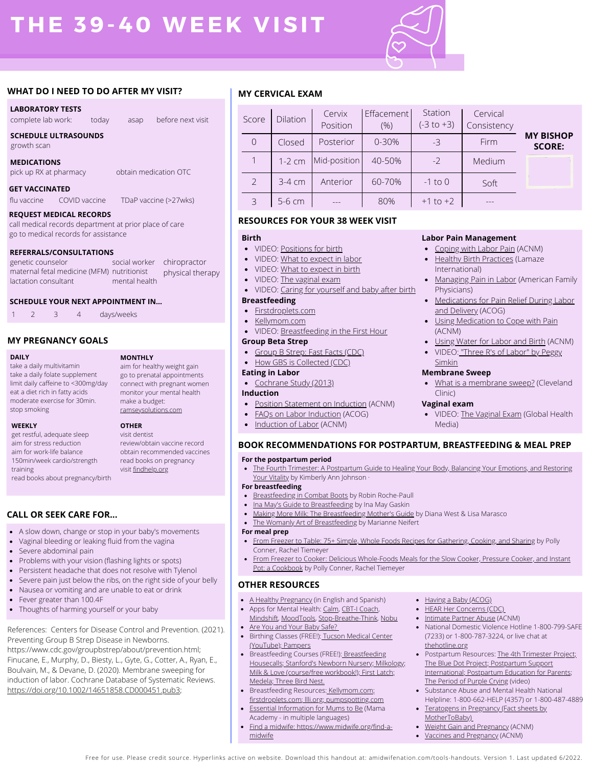# THE 39-40 WEEK VISIT

## WHAT DO I NEED TO DO AFTER MY VISIT?

**LABORATORY TESTS**
complete lab work: today asap before next visit

**SCHEDULE ULTRASOUNDS**
growth scan

**MEDICATIONS**
pick up RX at pharmacy obtain medication OTC

**GET VACCINATED**
flu vaccine COVID vaccine TDaP vaccine (>27wks)

**REQUEST MEDICAL RECORDS**
call medical records department at prior place of care
go to medical records for assistance

**REFERRALS/CONSULTATIONS**
genetic counselor
maternal fetal medicine (MFM)
lactation consultant
social worker
nutritionist
mental health
chiropractor
physical therapy

**SCHEDULE YOUR NEXT APPOINTMENT IN...**
1 2 3 4 days/weeks

## MY PREGNANCY GOALS

**DAILY**
take a daily multivitamin
take a daily folate supplement
limit daily caffeine to <300mg/day
eat a diet rich in fatty acids
moderate exercise for 30min.
stop smoking

**MONTHLY**
aim for healthy weight gain
go to prenatal appointments
connect with pregnant women
monitor your mental health
make a budget: ramseysolutions.com

**WEEKLY**
get restful, adequate sleep
aim for stress reduction
aim for work-life balance
150min/week cardio/strength training
read books about pregnancy/birth

**OTHER**
visit dentist
review/obtain vaccine record
obtain recommended vaccines
read books on pregnancy
visit findhelp.org

## CALL OR SEEK CARE FOR...

- A slow down, change or stop in your baby's movements
- Vaginal bleeding or leaking fluid from the vagina
- Severe abdominal pain
- Problems with your vision (flashing lights or spots)
- Persistent headache that does not resolve with Tylenol
- Severe pain just below the ribs, on the right side of your belly
- Nausea or vomiting and are unable to eat or drink
- Fever greater than 100.4F
- Thoughts of harming yourself or your baby

References: Centers for Disease Control and Prevention. (2021). Preventing Group B Strep Disease in Newborns. https://www.cdc.gov/groupbstrep/about/prevention.html; Finucane, E., Murphy, D., Biesty, L., Gyte, G., Cotter, A., Ryan, E., Boulvain, M., & Devane, D. (2020). Membrane sweeping for induction of labor. Cochrane Database of Systematic Reviews. https://doi.org/10.1002/14651858.CD000451.pub3;

## MY CERVICAL EXAM

| Score | Dilation | Cervix Position | Effacement (%) | Station (-3 to +3) | Cervical Consistency |
|---|---|---|---|---|---|
| 0 | Closed | Posterior | 0-30% | -3 | Firm |
| 1 | 1-2 cm | Mid-position | 40-50% | -2 | Medium |
| 2 | 3-4 cm | Anterior | 60-70% | -1 to 0 | Soft |
| 3 | 5-6 cm | --- | 80% | +1 to +2 | --- |

**MY BISHOP SCORE:**

## RESOURCES FOR YOUR 38 WEEK VISIT

**Birth**
- VIDEO: Positions for birth
- VIDEO: What to expect in labor
- VIDEO: What to expect in birth
- VIDEO: The vaginal exam
- VIDEO: Caring for yourself and baby after birth

**Breastfeeding**
- Firstdroplets.com
- Kellymom.com
- VIDEO: Breastfeeding in the First Hour

**Group Beta Strep**
- Group B Strep: Fast Facts (CDC)
- How GBS is Collected (CDC)

**Eating in Labor**
- Cochrane Study (2013)

**Induction**
- Position Statement on Induction (ACNM)
- FAQs on Labor Induction (ACOG)
- Induction of Labor (ACNM)

**Labor Pain Management**
- Coping with Labor Pain (ACNM)
- Healthy Birth Practices (Lamaze International)
- Managing Pain in Labor (American Family Physicians)
- Medications for Pain Relief During Labor and Delivery (ACOG)
- Using Medication to Cope with Pain (ACNM)
- Using Water for Labor and Birth (ACNM)
- VIDEO: "Three R's of Labor" by Peggy Simkin

**Membrane Sweep**
- What is a membrane sweep? (Cleveland Clinic)

**Vaginal exam**
- VIDEO: The Vaginal Exam (Global Health Media)

## BOOK RECOMMENDATIONS FOR POSTPARTUM, BREASTFEEDING & MEAL PREP

**For the postpartum period**
- The Fourth Trimester: A Postpartum Guide to Healing Your Body, Balancing Your Emotions, and Restoring Your Vitality by Kimberly Ann Johnson ·

**For breastfeeding**
- Breastfeeding in Combat Boots by Robin Roche-Paull
- Ina May's Guide to Breastfeeding by Ina May Gaskin
- Making More Milk: The Breastfeeding Mother's Guide by Diana West & Lisa Marasco
- The Womanly Art of Breastfeeding by Marianne Neifert

**For meal prep**
- From Freezer to Table: 75+ Simple, Whole Foods Recipes for Gathering, Cooking, and Sharing by Polly Conner, Rachel Tiemeyer
- From Freezer to Cooker: Delicious Whole-Foods Meals for the Slow Cooker, Pressure Cooker, and Instant Pot: a Cookbook by Polly Conner, Rachel Tiemeyer

## OTHER RESOURCES

- A Healthy Pregnancy (in English and Spanish)
- Apps for Mental Health: Calm, CBT-I Coach, Mindshift, MoodTools, Stop-Breathe-Think, Nobu
- Are You and Your Baby Safe?
- Birthing Classes (FREE!): Tucson Medical Center (YouTube); Pampers
- Breastfeeding Courses (FREE!): Breastfeeding Housecalls; Stanford's Newborn Nursery; Milkology; Milk & Love (course/free workbook!); First Latch; Medela; Three Bird Nest.
- Breastfeeding Resources: Kellymom.com; firstdroplets.com; llli.org; pumpspotting.com
- Essential Information for Mums to Be (Mama Academy - in multiple languages)
- Find a midwife: https://www.midwife.org/find-a-midwife
- Having a Baby (ACOG)
- HEAR Her Concerns (CDC)
- Intimate Partner Abuse (ACNM)
- National Domestic Violence Hotline 1-800-799-SAFE (7233) or 1-800-787-3224, or live chat at thehotline.org
- Postpartum Resources: The 4th Trimester Project; The Blue Dot Project; Postpartum Support International; Postpartum Education for Parents; The Period of Purple Crying (video)
- Substance Abuse and Mental Health National Helpline: 1-800-662-HELP (4357) or 1-800-487-4889
- Teratogens in Pregnancy (Fact sheets by MotherToBaby)
- Weight Gain and Pregnancy (ACNM)
- Vaccines and Pregnancy (ACNM)

Free for use. Please credit source. Hyperlinks active on website. Download this handout at: amidwifenation.com/tools-handouts. Version 1. Last updated 6/2022.